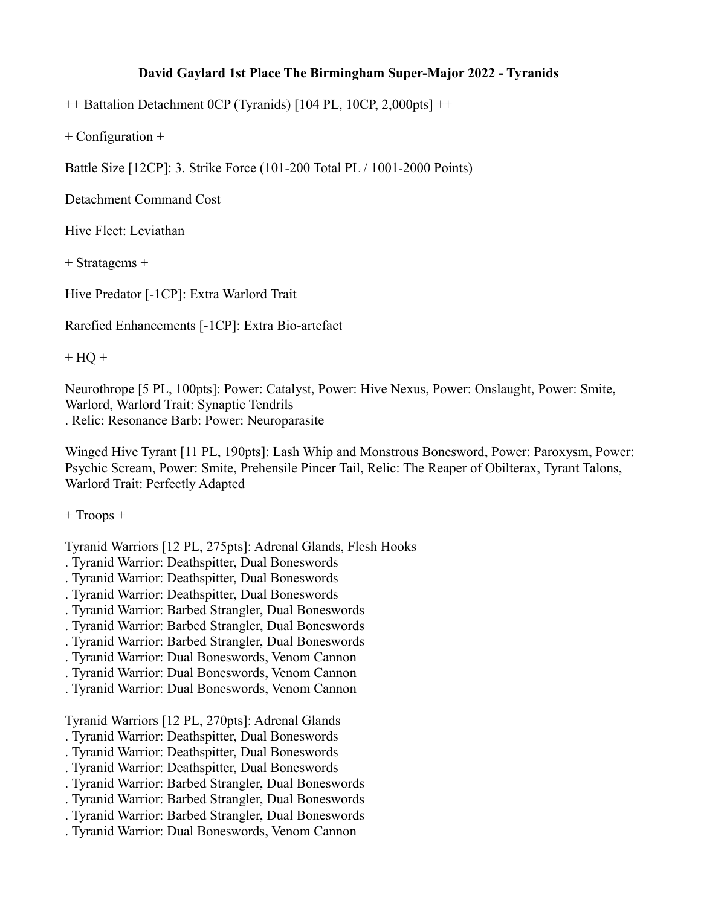# David Gaylard 1st Place The Birmingham Super-Major 2022 - Tyranids

++ Battalion Detachment 0CP (Tyranids) [104 PL, 10CP, 2,000pts] ++

+ Configuration +

Battle Size [12CP]: 3. Strike Force (101-200 Total PL / 1001-2000 Points)

Detachment Command Cost

Hive Fleet: Leviathan

+ Stratagems +

Hive Predator [-1CP]: Extra Warlord Trait

Rarefied Enhancements [-1CP]: Extra Bio-artefact

+ HQ +

Neurothrope [5 PL, 100pts]: Power: Catalyst, Power: Hive Nexus, Power: Onslaught, Power: Smite, Warlord, Warlord Trait: Synaptic Tendrils
. Relic: Resonance Barb: Power: Neuroparasite

Winged Hive Tyrant [11 PL, 190pts]: Lash Whip and Monstrous Bonesword, Power: Paroxysm, Power: Psychic Scream, Power: Smite, Prehensile Pincer Tail, Relic: The Reaper of Obilterax, Tyrant Talons, Warlord Trait: Perfectly Adapted

+ Troops +

Tyranid Warriors [12 PL, 275pts]: Adrenal Glands, Flesh Hooks
. Tyranid Warrior: Deathspitter, Dual Boneswords
. Tyranid Warrior: Deathspitter, Dual Boneswords
. Tyranid Warrior: Deathspitter, Dual Boneswords
. Tyranid Warrior: Barbed Strangler, Dual Boneswords
. Tyranid Warrior: Barbed Strangler, Dual Boneswords
. Tyranid Warrior: Barbed Strangler, Dual Boneswords
. Tyranid Warrior: Dual Boneswords, Venom Cannon
. Tyranid Warrior: Dual Boneswords, Venom Cannon
. Tyranid Warrior: Dual Boneswords, Venom Cannon

Tyranid Warriors [12 PL, 270pts]: Adrenal Glands
. Tyranid Warrior: Deathspitter, Dual Boneswords
. Tyranid Warrior: Deathspitter, Dual Boneswords
. Tyranid Warrior: Deathspitter, Dual Boneswords
. Tyranid Warrior: Barbed Strangler, Dual Boneswords
. Tyranid Warrior: Barbed Strangler, Dual Boneswords
. Tyranid Warrior: Barbed Strangler, Dual Boneswords
. Tyranid Warrior: Dual Boneswords, Venom Cannon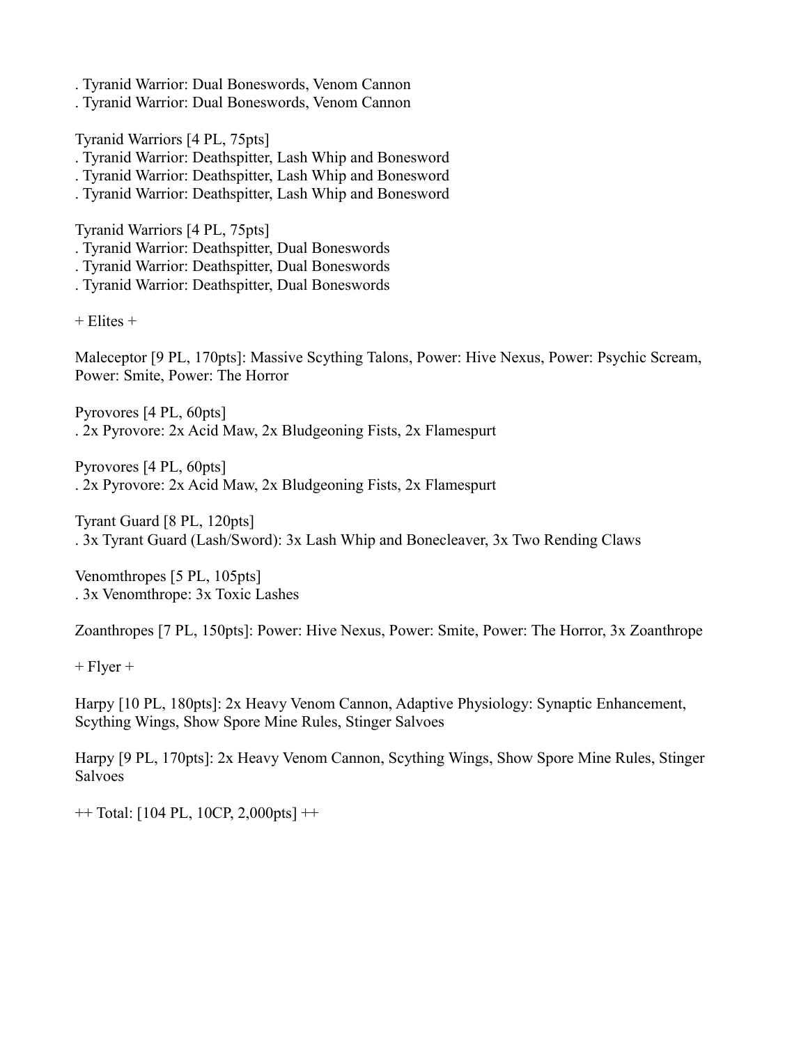. Tyranid Warrior: Dual Boneswords, Venom Cannon
. Tyranid Warrior: Dual Boneswords, Venom Cannon

Tyranid Warriors [4 PL, 75pts]
. Tyranid Warrior: Deathspitter, Lash Whip and Bonesword
. Tyranid Warrior: Deathspitter, Lash Whip and Bonesword
. Tyranid Warrior: Deathspitter, Lash Whip and Bonesword

Tyranid Warriors [4 PL, 75pts]
. Tyranid Warrior: Deathspitter, Dual Boneswords
. Tyranid Warrior: Deathspitter, Dual Boneswords
. Tyranid Warrior: Deathspitter, Dual Boneswords

+ Elites +

Maleceptor [9 PL, 170pts]: Massive Scything Talons, Power: Hive Nexus, Power: Psychic Scream, Power: Smite, Power: The Horror

Pyrovores [4 PL, 60pts]
. 2x Pyrovore: 2x Acid Maw, 2x Bludgeoning Fists, 2x Flamespurt

Pyrovores [4 PL, 60pts]
. 2x Pyrovore: 2x Acid Maw, 2x Bludgeoning Fists, 2x Flamespurt

Tyrant Guard [8 PL, 120pts]
. 3x Tyrant Guard (Lash/Sword): 3x Lash Whip and Bonecleaver, 3x Two Rending Claws

Venomthropes [5 PL, 105pts]
. 3x Venomthrope: 3x Toxic Lashes

Zoanthropes [7 PL, 150pts]: Power: Hive Nexus, Power: Smite, Power: The Horror, 3x Zoanthrope

+ Flyer +

Harpy [10 PL, 180pts]: 2x Heavy Venom Cannon, Adaptive Physiology: Synaptic Enhancement, Scything Wings, Show Spore Mine Rules, Stinger Salvoes

Harpy [9 PL, 170pts]: 2x Heavy Venom Cannon, Scything Wings, Show Spore Mine Rules, Stinger Salvoes

++ Total: [104 PL, 10CP, 2,000pts] ++